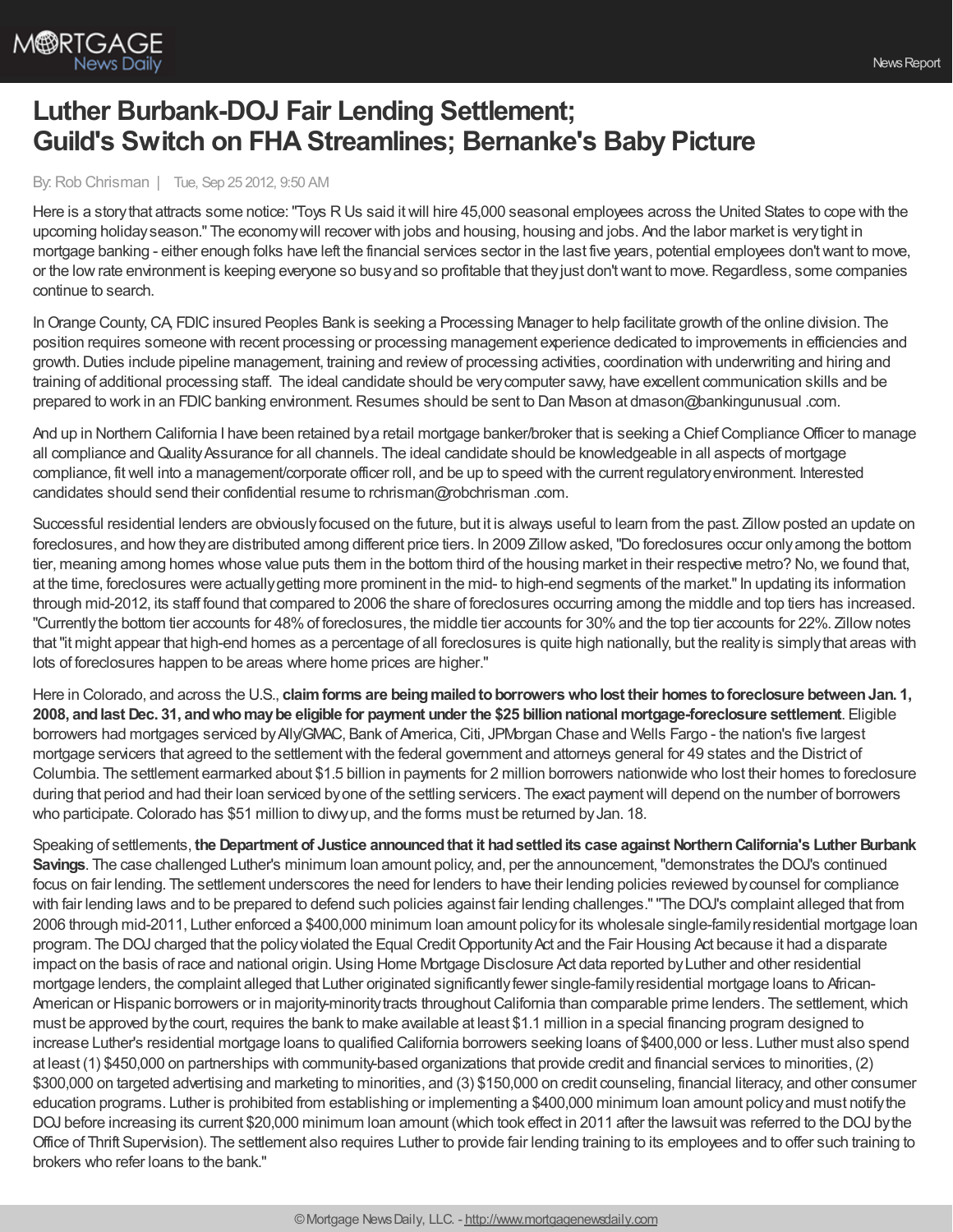# Luther Burbank-DOJ Fair Lending Settlement; Guild's Switch on FHA Streamlines; Bernanke's Baby Picture

By: Rob Chrisman | Tue, Sep 25 2012, 9:50 AM

Here is a story that attracts some notice: "Toys R Us said it will hire 45,000 seasonal employees across the United States to cope with the upcoming holiday season." The economy will recover with jobs and housing, housing and jobs. And the labor market is very tight in mortgage banking - either enough folks have left the financial services sector in the last five years, potential employees don't want to move, or the low rate environment is keeping everyone so busy and so profitable that they just don't want to move. Regardless, some companies continue to search.

In Orange County, CA, FDIC insured Peoples Bank is seeking a Processing Manager to help facilitate growth of the online division. The position requires someone with recent processing or processing management experience dedicated to improvements in efficiencies and growth. Duties include pipeline management, training and review of processing activities, coordination with underwriting and hiring and training of additional processing staff. The ideal candidate should be very computer savvy, have excellent communication skills and be prepared to work in an FDIC banking environment. Resumes should be sent to Dan Mason at dmason@bankingunusual .com.

And up in Northern California I have been retained by a retail mortgage banker/broker that is seeking a Chief Compliance Officer to manage all compliance and Quality Assurance for all channels. The ideal candidate should be knowledgeable in all aspects of mortgage compliance, fit well into a management/corporate officer roll, and be up to speed with the current regulatory environment. Interested candidates should send their confidential resume to rchrisman@robchrisman .com.

Successful residential lenders are obviously focused on the future, but it is always useful to learn from the past. Zillow posted an update on foreclosures, and how they are distributed among different price tiers. In 2009 Zillow asked, "Do foreclosures occur only among the bottom tier, meaning among homes whose value puts them in the bottom third of the housing market in their respective metro? No, we found that, at the time, foreclosures were actually getting more prominent in the mid- to high-end segments of the market." In updating its information through mid-2012, its staff found that compared to 2006 the share of foreclosures occurring among the middle and top tiers has increased. "Currently the bottom tier accounts for 48% of foreclosures, the middle tier accounts for 30% and the top tier accounts for 22%. Zillow notes that "it might appear that high-end homes as a percentage of all foreclosures is quite high nationally, but the reality is simply that areas with lots of foreclosures happen to be areas where home prices are higher."

Here in Colorado, and across the U.S., **claim forms are being mailed to borrowers who lost their homes to foreclosure between Jan. 1, 2008, and last Dec. 31, and who may be eligible for payment under the $25 billion national mortgage-foreclosure settlement**. Eligible borrowers had mortgages serviced by Ally/GMAC, Bank of America, Citi, JPMorgan Chase and Wells Fargo - the nation's five largest mortgage servicers that agreed to the settlement with the federal government and attorneys general for 49 states and the District of Columbia. The settlement earmarked about $1.5 billion in payments for 2 million borrowers nationwide who lost their homes to foreclosure during that period and had their loan serviced by one of the settling servicers. The exact payment will depend on the number of borrowers who participate. Colorado has $51 million to divvy up, and the forms must be returned by Jan. 18.

Speaking of settlements, **the Department of Justice announced that it had settled its case against Northern California's Luther Burbank Savings**. The case challenged Luther's minimum loan amount policy, and, per the announcement, "demonstrates the DOJ's continued focus on fair lending. The settlement underscores the need for lenders to have their lending policies reviewed by counsel for compliance with fair lending laws and to be prepared to defend such policies against fair lending challenges." "The DOJ's complaint alleged that from 2006 through mid-2011, Luther enforced a $400,000 minimum loan amount policy for its wholesale single-family residential mortgage loan program. The DOJ charged that the policy violated the Equal Credit Opportunity Act and the Fair Housing Act because it had a disparate impact on the basis of race and national origin. Using Home Mortgage Disclosure Act data reported by Luther and other residential mortgage lenders, the complaint alleged that Luther originated significantly fewer single-family residential mortgage loans to African-American or Hispanic borrowers or in majority-minority tracts throughout California than comparable prime lenders. The settlement, which must be approved by the court, requires the bank to make available at least $1.1 million in a special financing program designed to increase Luther's residential mortgage loans to qualified California borrowers seeking loans of $400,000 or less. Luther must also spend at least (1) $450,000 on partnerships with community-based organizations that provide credit and financial services to minorities, (2) $300,000 on targeted advertising and marketing to minorities, and (3) $150,000 on credit counseling, financial literacy, and other consumer education programs. Luther is prohibited from establishing or implementing a $400,000 minimum loan amount policy and must notify the DOJ before increasing its current $20,000 minimum loan amount (which took effect in 2011 after the lawsuit was referred to the DOJ by the Office of Thrift Supervision). The settlement also requires Luther to provide fair lending training to its employees and to offer such training to brokers who refer loans to the bank."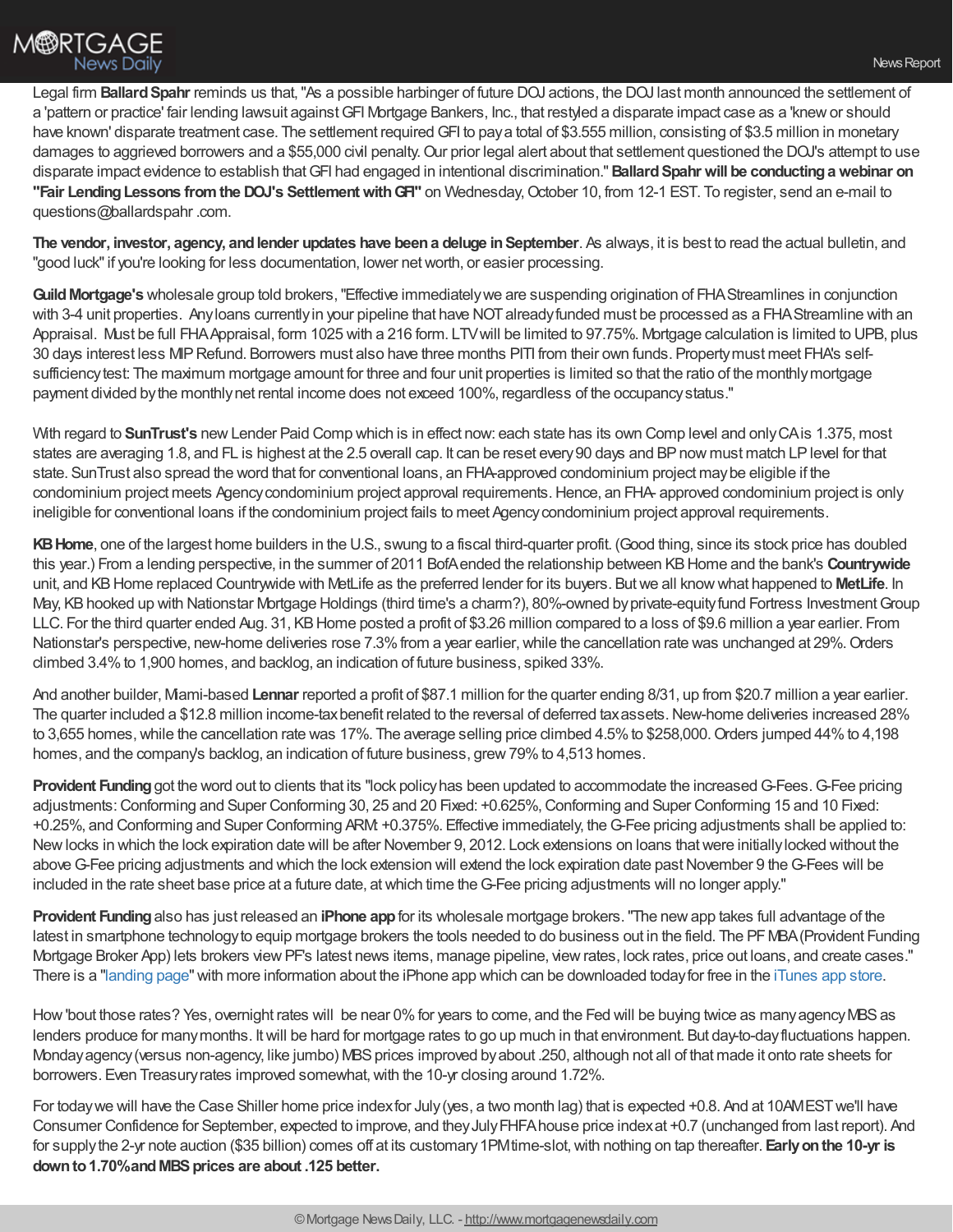Legal firm **Ballard Spahr** reminds us that, "As a possible harbinger of future DOJ actions, the DOJ last month announced the settlement of a 'pattern or practice' fair lending lawsuit against GFI Mortgage Bankers, Inc., that restyled a disparate impact case as a 'knew or should have known' disparate treatment case. The settlement required GFI to pay a total of $3.555 million, consisting of $3.5 million in monetary damages to aggrieved borrowers and a $55,000 civil penalty. Our prior legal alert about that settlement questioned the DOJ's attempt to use disparate impact evidence to establish that GFI had engaged in intentional discrimination." **Ballard Spahr will be conducting a webinar on "Fair Lending Lessons from the DOJ's Settlement with GFI"** on Wednesday, October 10, from 12-1 EST. To register, send an e-mail to questions@ballardspahr .com.

**The vendor, investor, agency, and lender updates have been a deluge in September**. As always, it is best to read the actual bulletin, and "good luck" if you're looking for less documentation, lower net worth, or easier processing.

**Guild Mortgage's** wholesale group told brokers, "Effective immediately we are suspending origination of FHA Streamlines in conjunction with 3-4 unit properties. Any loans currently in your pipeline that have NOT already funded must be processed as a FHA Streamline with an Appraisal. Must be full FHA Appraisal, form 1025 with a 216 form. LTV will be limited to 97.75%. Mortgage calculation is limited to UPB, plus 30 days interest less MIP Refund. Borrowers must also have three months PITI from their own funds. Property must meet FHA's self-sufficiency test: The maximum mortgage amount for three and four unit properties is limited so that the ratio of the monthly mortgage payment divided by the monthly net rental income does not exceed 100%, regardless of the occupancy status."

With regard to **SunTrust's** new Lender Paid Comp which is in effect now: each state has its own Comp level and only CA is 1.375, most states are averaging 1.8, and FL is highest at the 2.5 overall cap. It can be reset every 90 days and BP now must match LP level for that state. SunTrust also spread the word that for conventional loans, an FHA-approved condominium project may be eligible if the condominium project meets Agency condominium project approval requirements. Hence, an FHA- approved condominium project is only ineligible for conventional loans if the condominium project fails to meet Agency condominium project approval requirements.

**KB Home**, one of the largest home builders in the U.S., swung to a fiscal third-quarter profit. (Good thing, since its stock price has doubled this year.) From a lending perspective, in the summer of 2011 BofA ended the relationship between KB Home and the bank's **Countrywide** unit, and KB Home replaced Countrywide with MetLife as the preferred lender for its buyers. But we all know what happened to **MetLife**. In May, KB hooked up with Nationstar Mortgage Holdings (third time's a charm?), 80%-owned by private-equity fund Fortress Investment Group LLC. For the third quarter ended Aug. 31, KB Home posted a profit of $3.26 million compared to a loss of $9.6 million a year earlier. From Nationstar's perspective, new-home deliveries rose 7.3% from a year earlier, while the cancellation rate was unchanged at 29%. Orders climbed 3.4% to 1,900 homes, and backlog, an indication of future business, spiked 33%.

And another builder, Miami-based **Lennar** reported a profit of $87.1 million for the quarter ending 8/31, up from $20.7 million a year earlier. The quarter included a $12.8 million income-tax benefit related to the reversal of deferred tax assets. New-home deliveries increased 28% to 3,655 homes, while the cancellation rate was 17%. The average selling price climbed 4.5% to $258,000. Orders jumped 44% to 4,198 homes, and the company's backlog, an indication of future business, grew 79% to 4,513 homes.

**Provident Funding** got the word out to clients that its "lock policy has been updated to accommodate the increased G-Fees. G-Fee pricing adjustments: Conforming and Super Conforming 30, 25 and 20 Fixed: +0.625%, Conforming and Super Conforming 15 and 10 Fixed: +0.25%, and Conforming and Super Conforming ARM: +0.375%. Effective immediately, the G-Fee pricing adjustments shall be applied to: New locks in which the lock expiration date will be after November 9, 2012. Lock extensions on loans that were initially locked without the above G-Fee pricing adjustments and which the lock extension will extend the lock expiration date past November 9 the G-Fees will be included in the rate sheet base price at a future date, at which time the G-Fee pricing adjustments will no longer apply."

**Provident Funding** also has just released an **iPhone app** for its wholesale mortgage brokers. "The new app takes full advantage of the latest in smartphone technology to equip mortgage brokers the tools needed to do business out in the field. The PF MBA (Provident Funding Mortgage Broker App) lets brokers view PF's latest news items, manage pipeline, view rates, lock rates, price out loans, and create cases." There is a "landing page" with more information about the iPhone app which can be downloaded today for free in the iTunes app store.

How 'bout those rates? Yes, overnight rates will be near 0% for years to come, and the Fed will be buying twice as many agency MBS as lenders produce for many months. It will be hard for mortgage rates to go up much in that environment. But day-to-day fluctuations happen. Monday agency (versus non-agency, like jumbo) MBS prices improved by about .250, although not all of that made it onto rate sheets for borrowers. Even Treasury rates improved somewhat, with the 10-yr closing around 1.72%.

For today we will have the Case Shiller home price index for July (yes, a two month lag) that is expected +0.8. And at 10AM EST we'll have Consumer Confidence for September, expected to improve, and they July FHFA house price index at +0.7 (unchanged from last report). And for supply the 2-yr note auction ($35 billion) comes off at its customary 1PM time-slot, with nothing on tap thereafter. **Early on the 10-yr is down to 1.70% and MBS prices are about .125 better.**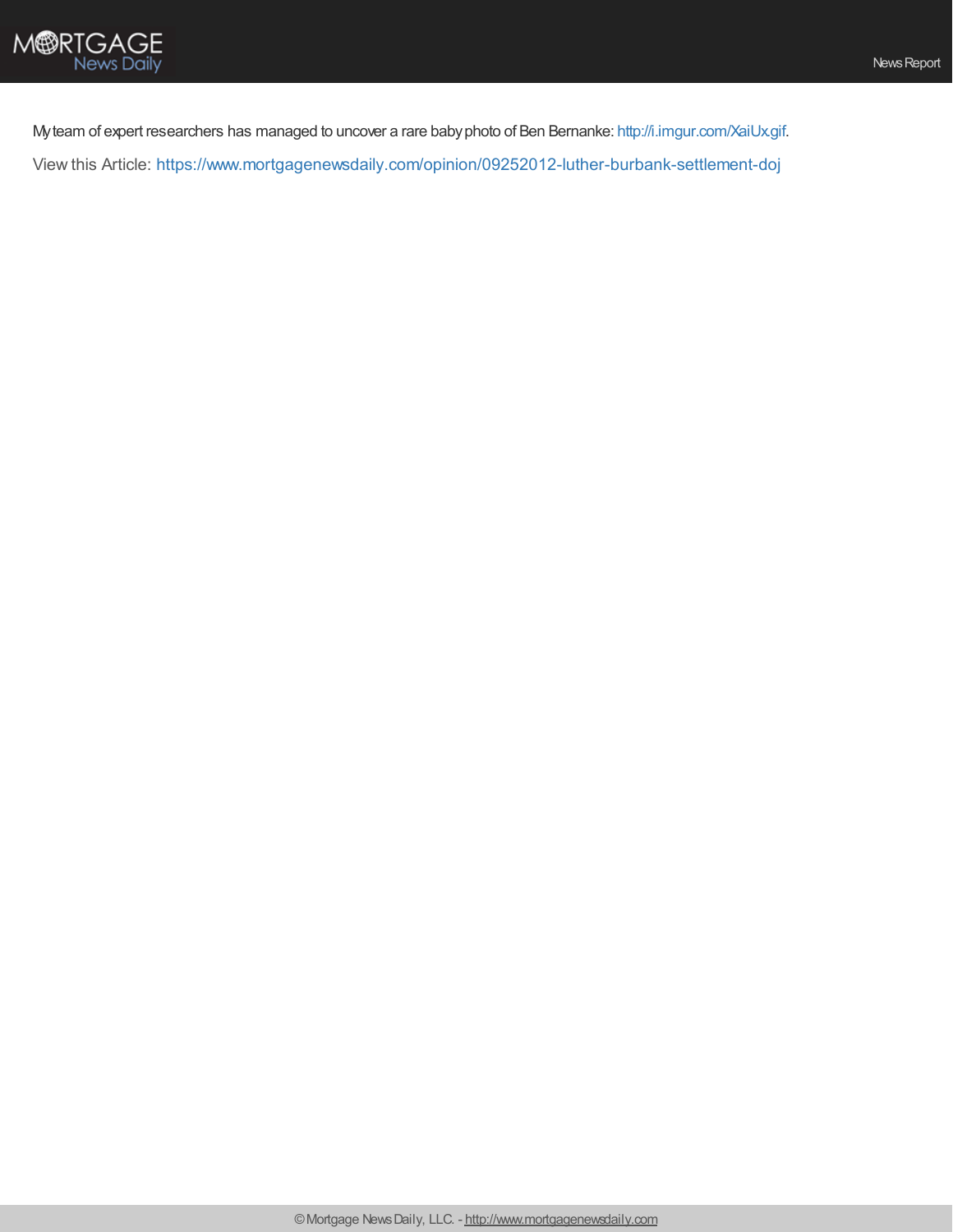My team of expert researchers has managed to uncover a rare baby photo of Ben Bernanke: http://i.imgur.com/XaiUx.gif.

View this Article: https://www.mortgagenewsdaily.com/opinion/09252012-luther-burbank-settlement-doj